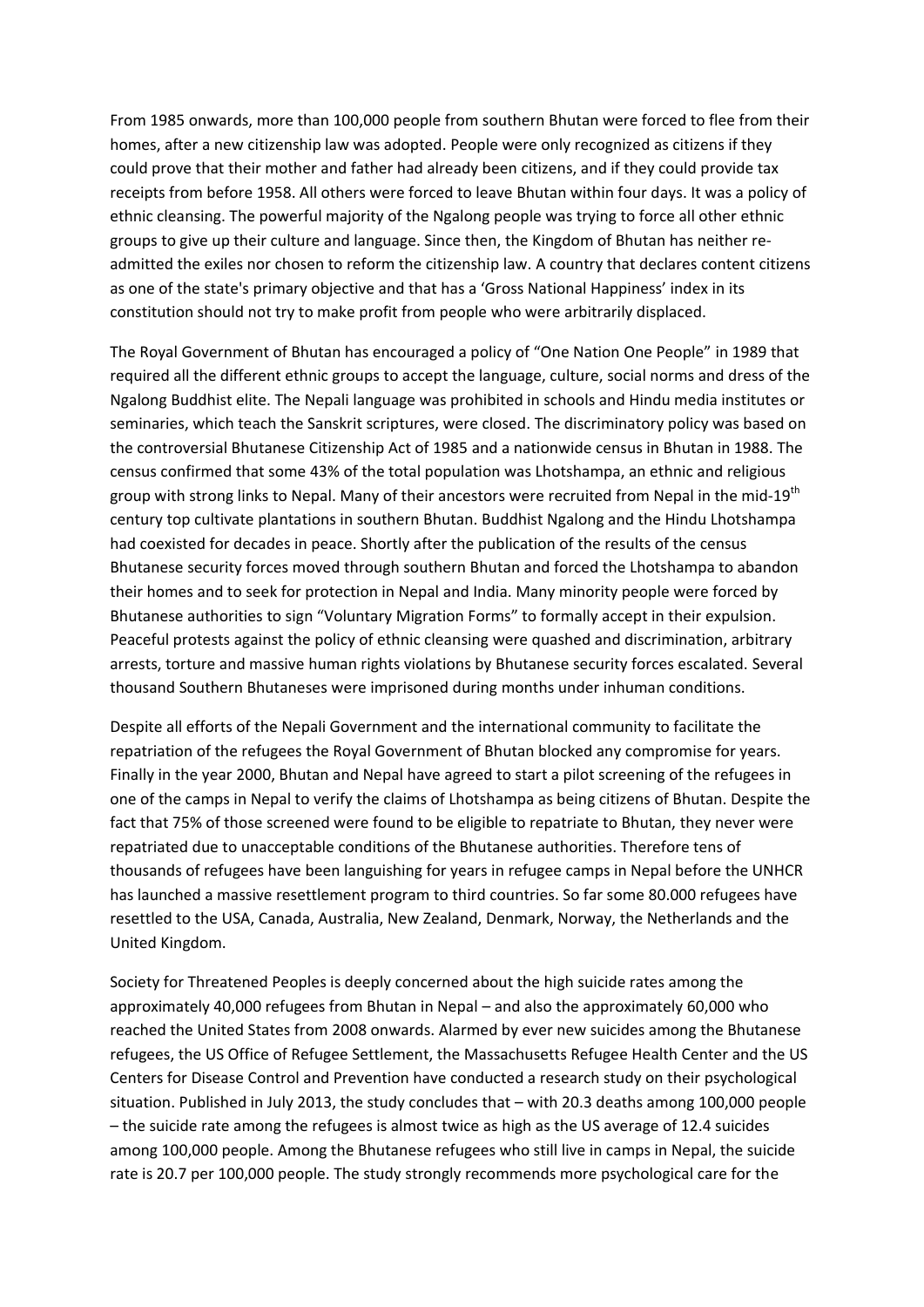From 1985 onwards, more than 100,000 people from southern Bhutan were forced to flee from their homes, after a new citizenship law was adopted. People were only recognized as citizens if they could prove that their mother and father had already been citizens, and if they could provide tax receipts from before 1958. All others were forced to leave Bhutan within four days. It was a policy of ethnic cleansing. The powerful majority of the Ngalong people was trying to force all other ethnic groups to give up their culture and language. Since then, the Kingdom of Bhutan has neither re-admitted the exiles nor chosen to reform the citizenship law. A country that declares content citizens as one of the state's primary objective and that has a 'Gross National Happiness' index in its constitution should not try to make profit from people who were arbitrarily displaced.

The Royal Government of Bhutan has encouraged a policy of "One Nation One People" in 1989 that required all the different ethnic groups to accept the language, culture, social norms and dress of the Ngalong Buddhist elite. The Nepali language was prohibited in schools and Hindu media institutes or seminaries, which teach the Sanskrit scriptures, were closed. The discriminatory policy was based on the controversial Bhutanese Citizenship Act of 1985 and a nationwide census in Bhutan in 1988. The census confirmed that some 43% of the total population was Lhotshampa, an ethnic and religious group with strong links to Nepal. Many of their ancestors were recruited from Nepal in the mid-19th century top cultivate plantations in southern Bhutan. Buddhist Ngalong and the Hindu Lhotshampa had coexisted for decades in peace. Shortly after the publication of the results of the census Bhutanese security forces moved through southern Bhutan and forced the Lhotshampa to abandon their homes and to seek for protection in Nepal and India. Many minority people were forced by Bhutanese authorities to sign "Voluntary Migration Forms" to formally accept in their expulsion. Peaceful protests against the policy of ethnic cleansing were quashed and discrimination, arbitrary arrests, torture and massive human rights violations by Bhutanese security forces escalated. Several thousand Southern Bhutaneses were imprisoned during months under inhuman conditions.

Despite all efforts of the Nepali Government and the international community to facilitate the repatriation of the refugees the Royal Government of Bhutan blocked any compromise for years. Finally in the year 2000, Bhutan and Nepal have agreed to start a pilot screening of the refugees in one of the camps in Nepal to verify the claims of Lhotshampa as being citizens of Bhutan. Despite the fact that 75% of those screened were found to be eligible to repatriate to Bhutan, they never were repatriated due to unacceptable conditions of the Bhutanese authorities. Therefore tens of thousands of refugees have been languishing for years in refugee camps in Nepal before the UNHCR has launched a massive resettlement program to third countries. So far some 80.000 refugees have resettled to the USA, Canada, Australia, New Zealand, Denmark, Norway, the Netherlands and the United Kingdom.

Society for Threatened Peoples is deeply concerned about the high suicide rates among the approximately 40,000 refugees from Bhutan in Nepal – and also the approximately 60,000 who reached the United States from 2008 onwards. Alarmed by ever new suicides among the Bhutanese refugees, the US Office of Refugee Settlement, the Massachusetts Refugee Health Center and the US Centers for Disease Control and Prevention have conducted a research study on their psychological situation. Published in July 2013, the study concludes that – with 20.3 deaths among 100,000 people – the suicide rate among the refugees is almost twice as high as the US average of 12.4 suicides among 100,000 people. Among the Bhutanese refugees who still live in camps in Nepal, the suicide rate is 20.7 per 100,000 people. The study strongly recommends more psychological care for the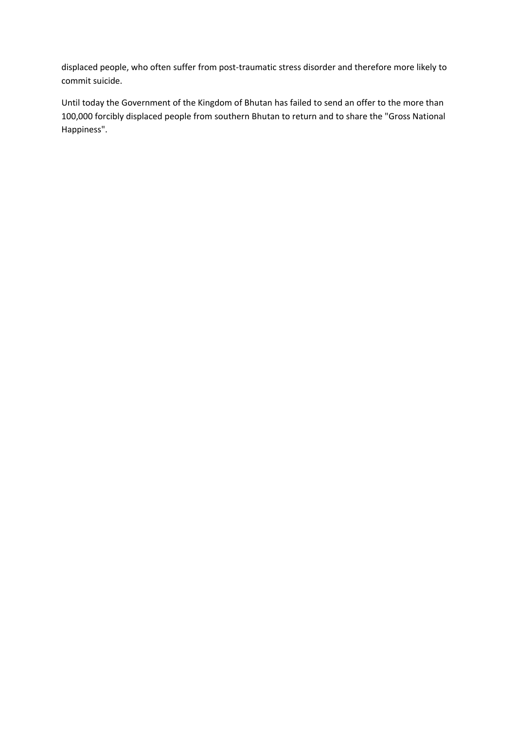displaced people, who often suffer from post-traumatic stress disorder and therefore more likely to commit suicide.

Until today the Government of the Kingdom of Bhutan has failed to send an offer to the more than 100,000 forcibly displaced people from southern Bhutan to return and to share the "Gross National Happiness".